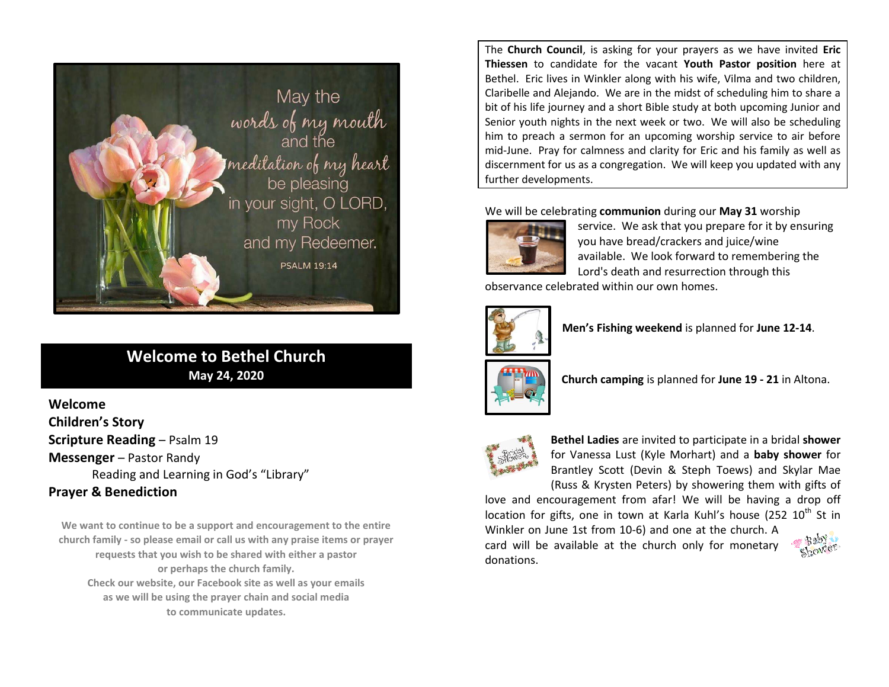May the
words of my mouth
and the
meditation of my heart
be pleasing
in your sight, O LORD,
my Rock
and my Redeemer.

PSALM 19:14

## Welcome to Bethel Church

**May 24, 2020**

**Welcome**

**Children's Story**

**Scripture Reading** – Psalm 19

**Messenger** – Pastor Randy

Reading and Learning in God's "Library"

**Prayer & Benediction**

**We want to continue to be a support and encouragement to the entire church family - so please email or call us with any praise items or prayer requests that you wish to be shared with either a pastor or perhaps the church family.**
**Check our website, our Facebook site as well as your emails as we will be using the prayer chain and social media to communicate updates.**

The **Church Council**, is asking for your prayers as we have invited **Eric Thiessen** to candidate for the vacant **Youth Pastor position** here at Bethel. Eric lives in Winkler along with his wife, Vilma and two children, Claribelle and Alejando. We are in the midst of scheduling him to share a bit of his life journey and a short Bible study at both upcoming Junior and Senior youth nights in the next week or two. We will also be scheduling him to preach a sermon for an upcoming worship service to air before mid-June. Pray for calmness and clarity for Eric and his family as well as discernment for us as a congregation. We will keep you updated with any further developments.

We will be celebrating **communion** during our **May 31** worship service. We ask that you prepare for it by ensuring you have bread/crackers and juice/wine available. We look forward to remembering the Lord's death and resurrection through this observance celebrated within our own homes.

**Men's Fishing weekend** is planned for **June 12-14**.

**Church camping** is planned for **June 19 - 21** in Altona.

**Bethel Ladies** are invited to participate in a bridal **shower** for Vanessa Lust (Kyle Morhart) and a **baby shower** for Brantley Scott (Devin & Steph Toews) and Skylar Mae (Russ & Krysten Peters) by showering them with gifts of love and encouragement from afar! We will be having a drop off location for gifts, one in town at Karla Kuhl's house (252 10th St in Winkler on June 1st from 10-6) and one at the church. A card will be available at the church only for monetary donations.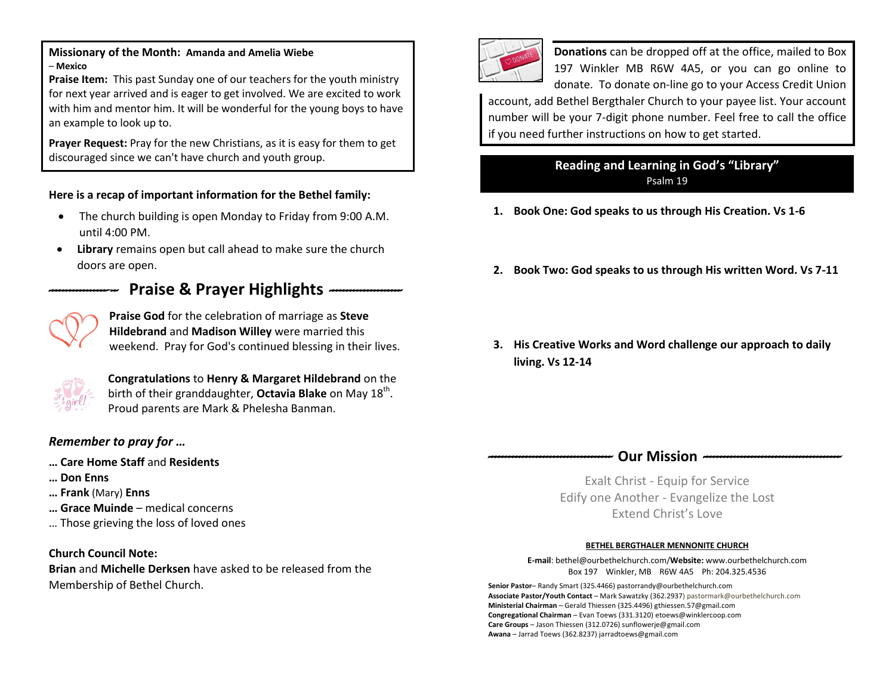**Missionary of the Month: Amanda and Amelia Wiebe**
– **Mexico**

**Praise Item:** This past Sunday one of our teachers for the youth ministry for next year arrived and is eager to get involved. We are excited to work with him and mentor him. It will be wonderful for the young boys to have an example to look up to.

**Prayer Request:** Pray for the new Christians, as it is easy for them to get discouraged since we can't have church and youth group.

**Here is a recap of important information for the Bethel family:**

- The church building is open Monday to Friday from 9:00 A.M. until 4:00 PM.
- **Library** remains open but call ahead to make sure the church doors are open.

## Praise & Prayer Highlights

**Praise God** for the celebration of marriage as **Steve Hildebrand** and **Madison Willey** were married this weekend. Pray for God's continued blessing in their lives.

**Congratulations** to **Henry & Margaret Hildebrand** on the birth of their granddaughter, **Octavia Blake** on May 18th. Proud parents are Mark & Phelesha Banman.

*Remember to pray for …*

**… Care Home Staff** and **Residents**
**… Don Enns**
**… Frank** (Mary) **Enns**
**… Grace Muinde** – medical concerns
… Those grieving the loss of loved ones

**Church Council Note:**
**Brian** and **Michelle Derksen** have asked to be released from the Membership of Bethel Church.

**Donations** can be dropped off at the office, mailed to Box 197 Winkler MB R6W 4A5, or you can go online to donate. To donate on-line go to your Access Credit Union account, add Bethel Bergthaler Church to your payee list. Your account number will be your 7-digit phone number. Feel free to call the office if you need further instructions on how to get started.

## Reading and Learning in God's "Library"

Psalm 19

1. **Book One: God speaks to us through His Creation. Vs 1-6**

2. **Book Two: God speaks to us through His written Word. Vs 7-11**

3. **His Creative Works and Word challenge our approach to daily living. Vs 12-14**

## Our Mission

Exalt Christ - Equip for Service
Edify one Another - Evangelize the Lost
Extend Christ's Love

**BETHEL BERGTHALER MENNONITE CHURCH**

**E-mail**: bethel@ourbethelchurch.com/**Website:** www.ourbethelchurch.com
Box 197 Winkler, MB R6W 4A5 Ph: 204.325.4536

**Senior Pastor**– Randy Smart (325.4466) pastorrandy@ourbethelchurch.com
**Associate Pastor/Youth Contact** – Mark Sawatzky (362.2937) pastormark@ourbethelchurch.com
**Ministerial Chairman** – Gerald Thiessen (325.4496) gthiessen.57@gmail.com
**Congregational Chairman** – Evan Toews (331.3120) etoews@winklercoop.com
**Care Groups** – Jason Thiessen (312.0726) sunflowerje@gmail.com
**Awana** – Jarrad Toews (362.8237) jarradtoews@gmail.com